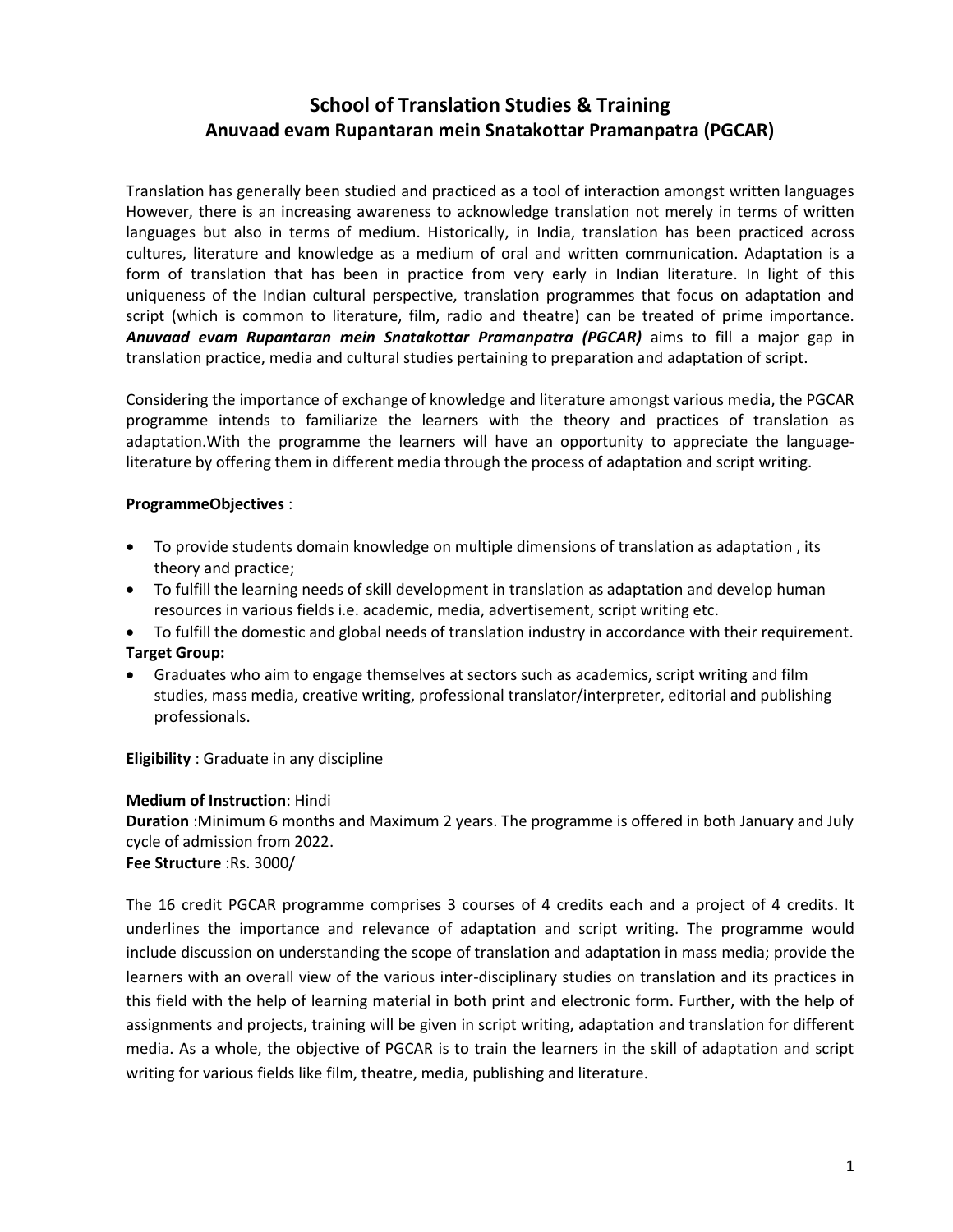# School of Translation Studies & Training
## Anuvaad evam Rupantaran mein Snatakottar Pramanpatra (PGCAR)

Translation has generally been studied and practiced as a tool of interaction amongst written languages However, there is an increasing awareness to acknowledge translation not merely in terms of written languages but also in terms of medium. Historically, in India, translation has been practiced across cultures, literature and knowledge as a medium of oral and written communication. Adaptation is a form of translation that has been in practice from very early in Indian literature. In light of this uniqueness of the Indian cultural perspective, translation programmes that focus on adaptation and script (which is common to literature, film, radio and theatre) can be treated of prime importance. ***Anuvaad evam Rupantaran mein Snatakottar Pramanpatra (PGCAR)*** aims to fill a major gap in translation practice, media and cultural studies pertaining to preparation and adaptation of script.

Considering the importance of exchange of knowledge and literature amongst various media, the PGCAR programme intends to familiarize the learners with the theory and practices of translation as adaptation.With the programme the learners will have an opportunity to appreciate the language-literature by offering them in different media through the process of adaptation and script writing.

**ProgrammeObjectives** :

- To provide students domain knowledge on multiple dimensions of translation as adaptation , its theory and practice;
- To fulfill the learning needs of skill development in translation as adaptation and develop human resources in various fields i.e. academic, media, advertisement, script writing etc.
- To fulfill the domestic and global needs of translation industry in accordance with their requirement.

**Target Group:**

- Graduates who aim to engage themselves at sectors such as academics, script writing and film studies, mass media, creative writing, professional translator/interpreter, editorial and publishing professionals.

**Eligibility** : Graduate in any discipline

**Medium of Instruction**: Hindi
**Duration** :Minimum 6 months and Maximum 2 years. The programme is offered in both January and July cycle of admission from 2022.
**Fee Structure** :Rs. 3000/

The 16 credit PGCAR programme comprises 3 courses of 4 credits each and a project of 4 credits. It underlines the importance and relevance of adaptation and script writing. The programme would include discussion on understanding the scope of translation and adaptation in mass media; provide the learners with an overall view of the various inter-disciplinary studies on translation and its practices in this field with the help of learning material in both print and electronic form. Further, with the help of assignments and projects, training will be given in script writing, adaptation and translation for different media. As a whole, the objective of PGCAR is to train the learners in the skill of adaptation and script writing for various fields like film, theatre, media, publishing and literature.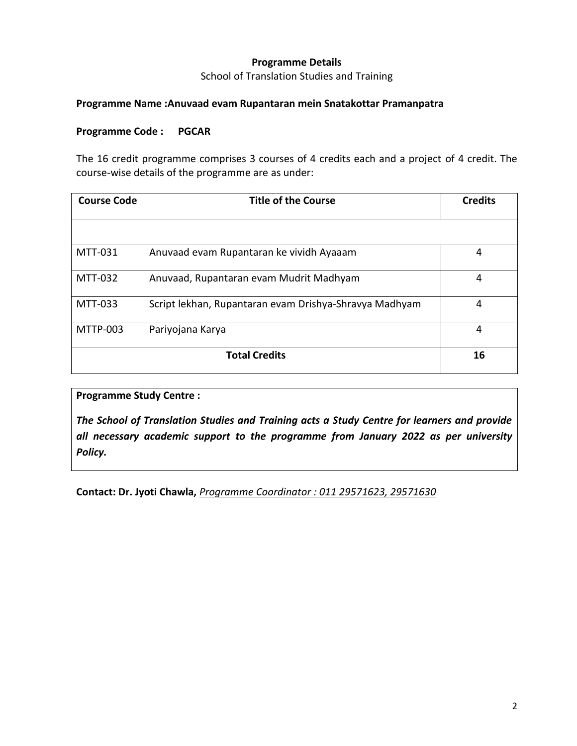**Programme Details**

School of Translation Studies and Training

**Programme Name :Anuvaad evam Rupantaran mein Snatakottar Pramanpatra**

**Programme Code : PGCAR**

The 16 credit programme comprises 3 courses of 4 credits each and a project of 4 credit. The course-wise details of the programme are as under:

| Course Code | Title of the Course | Credits |
|---|---|---|
| | | |
| MTT-031 | Anuvaad evam Rupantaran ke vividh Ayaaam | 4 |
| MTT-032 | Anuvaad, Rupantaran evam Mudrit Madhyam | 4 |
| MTT-033 | Script lekhan, Rupantaran evam Drishya-Shravya Madhyam | 4 |
| MTTP-003 | Pariyojana Karya | 4 |
| **Total Credits** | | **16** |

**Programme Study Centre :**

***The School of Translation Studies and Training acts a Study Centre for learners and provide all necessary academic support to the programme from January 2022 as per university Policy.***

**Contact: Dr. Jyoti Chawla,** *Programme Coordinator : 011 29571623, 29571630*